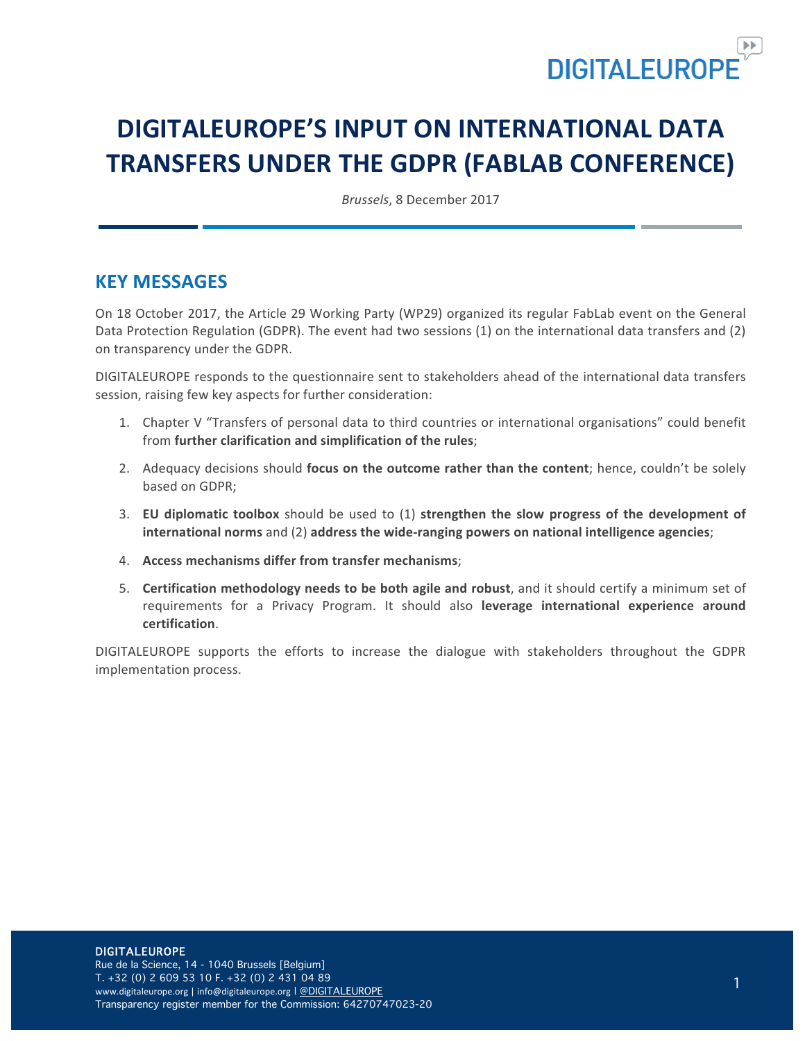# DIGITALEUROPE'S INPUT ON INTERNATIONAL DATA TRANSFERS UNDER THE GDPR (FABLAB CONFERENCE)

*Brussels*, 8 December 2017

## KEY MESSAGES

On 18 October 2017, the Article 29 Working Party (WP29) organized its regular FabLab event on the General Data Protection Regulation (GDPR). The event had two sessions (1) on the international data transfers and (2) on transparency under the GDPR.

DIGITALEUROPE responds to the questionnaire sent to stakeholders ahead of the international data transfers session, raising few key aspects for further consideration:

1. Chapter V "Transfers of personal data to third countries or international organisations" could benefit from **further clarification and simplification of the rules**;
2. Adequacy decisions should **focus on the outcome rather than the content**; hence, couldn't be solely based on GDPR;
3. **EU diplomatic toolbox** should be used to (1) **strengthen the slow progress of the development of international norms** and (2) **address the wide-ranging powers on national intelligence agencies**;
4. **Access mechanisms differ from transfer mechanisms**;
5. **Certification methodology needs to be both agile and robust**, and it should certify a minimum set of requirements for a Privacy Program. It should also **leverage international experience around certification**.

DIGITALEUROPE supports the efforts to increase the dialogue with stakeholders throughout the GDPR implementation process.

**DIGITALEUROPE**
Rue de la Science, 14 - 1040 Brussels [Belgium]
T. +32 (0) 2 609 53 10 F. +32 (0) 2 431 04 89
www.digitaleurope.org | info@digitaleurope.org | @DIGITALEUROPE
Transparency register member for the Commission: 64270747023-20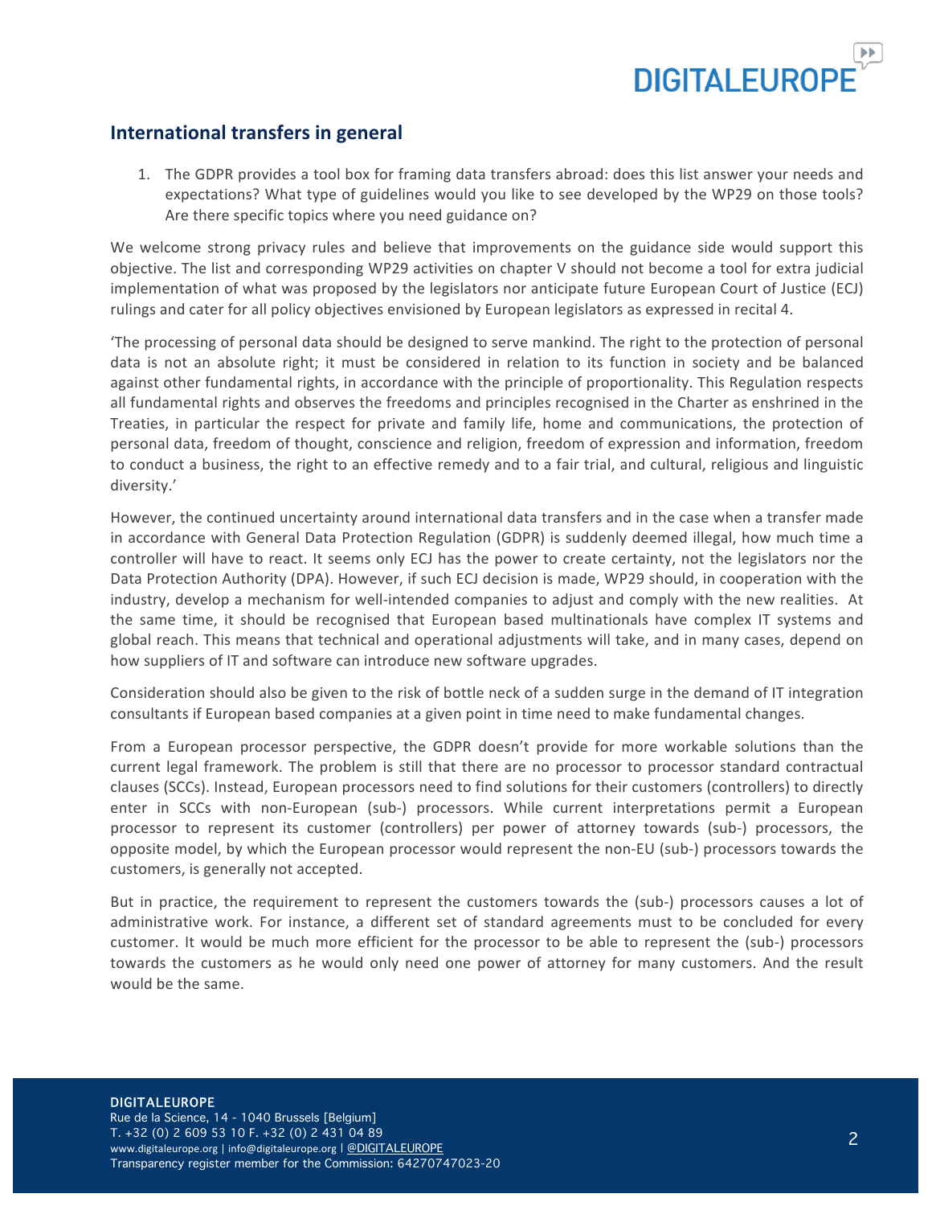## International transfers in general

1. The GDPR provides a tool box for framing data transfers abroad: does this list answer your needs and expectations? What type of guidelines would you like to see developed by the WP29 on those tools? Are there specific topics where you need guidance on?

We welcome strong privacy rules and believe that improvements on the guidance side would support this objective. The list and corresponding WP29 activities on chapter V should not become a tool for extra judicial implementation of what was proposed by the legislators nor anticipate future European Court of Justice (ECJ) rulings and cater for all policy objectives envisioned by European legislators as expressed in recital 4.

'The processing of personal data should be designed to serve mankind. The right to the protection of personal data is not an absolute right; it must be considered in relation to its function in society and be balanced against other fundamental rights, in accordance with the principle of proportionality. This Regulation respects all fundamental rights and observes the freedoms and principles recognised in the Charter as enshrined in the Treaties, in particular the respect for private and family life, home and communications, the protection of personal data, freedom of thought, conscience and religion, freedom of expression and information, freedom to conduct a business, the right to an effective remedy and to a fair trial, and cultural, religious and linguistic diversity.'

However, the continued uncertainty around international data transfers and in the case when a transfer made in accordance with General Data Protection Regulation (GDPR) is suddenly deemed illegal, how much time a controller will have to react. It seems only ECJ has the power to create certainty, not the legislators nor the Data Protection Authority (DPA). However, if such ECJ decision is made, WP29 should, in cooperation with the industry, develop a mechanism for well-intended companies to adjust and comply with the new realities. At the same time, it should be recognised that European based multinationals have complex IT systems and global reach. This means that technical and operational adjustments will take, and in many cases, depend on how suppliers of IT and software can introduce new software upgrades.

Consideration should also be given to the risk of bottle neck of a sudden surge in the demand of IT integration consultants if European based companies at a given point in time need to make fundamental changes.

From a European processor perspective, the GDPR doesn't provide for more workable solutions than the current legal framework. The problem is still that there are no processor to processor standard contractual clauses (SCCs). Instead, European processors need to find solutions for their customers (controllers) to directly enter in SCCs with non-European (sub-) processors. While current interpretations permit a European processor to represent its customer (controllers) per power of attorney towards (sub-) processors, the opposite model, by which the European processor would represent the non-EU (sub-) processors towards the customers, is generally not accepted.

But in practice, the requirement to represent the customers towards the (sub-) processors causes a lot of administrative work. For instance, a different set of standard agreements must to be concluded for every customer. It would be much more efficient for the processor to be able to represent the (sub-) processors towards the customers as he would only need one power of attorney for many customers. And the result would be the same.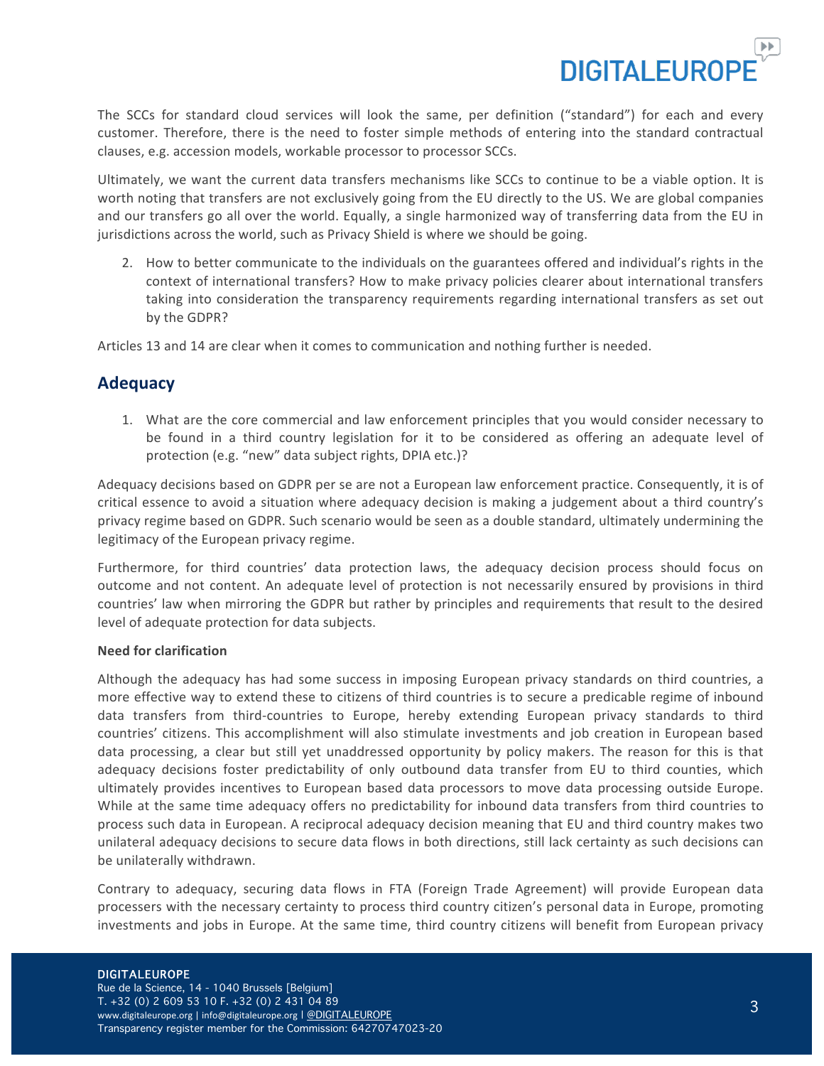The SCCs for standard cloud services will look the same, per definition ("standard") for each and every customer. Therefore, there is the need to foster simple methods of entering into the standard contractual clauses, e.g. accession models, workable processor to processor SCCs.

Ultimately, we want the current data transfers mechanisms like SCCs to continue to be a viable option. It is worth noting that transfers are not exclusively going from the EU directly to the US. We are global companies and our transfers go all over the world. Equally, a single harmonized way of transferring data from the EU in jurisdictions across the world, such as Privacy Shield is where we should be going.

2. How to better communicate to the individuals on the guarantees offered and individual's rights in the context of international transfers? How to make privacy policies clearer about international transfers taking into consideration the transparency requirements regarding international transfers as set out by the GDPR?

Articles 13 and 14 are clear when it comes to communication and nothing further is needed.

## Adequacy

1. What are the core commercial and law enforcement principles that you would consider necessary to be found in a third country legislation for it to be considered as offering an adequate level of protection (e.g. "new" data subject rights, DPIA etc.)?

Adequacy decisions based on GDPR per se are not a European law enforcement practice. Consequently, it is of critical essence to avoid a situation where adequacy decision is making a judgement about a third country's privacy regime based on GDPR. Such scenario would be seen as a double standard, ultimately undermining the legitimacy of the European privacy regime.

Furthermore, for third countries' data protection laws, the adequacy decision process should focus on outcome and not content. An adequate level of protection is not necessarily ensured by provisions in third countries' law when mirroring the GDPR but rather by principles and requirements that result to the desired level of adequate protection for data subjects.

**Need for clarification**

Although the adequacy has had some success in imposing European privacy standards on third countries, a more effective way to extend these to citizens of third countries is to secure a predicable regime of inbound data transfers from third-countries to Europe, hereby extending European privacy standards to third countries' citizens. This accomplishment will also stimulate investments and job creation in European based data processing, a clear but still yet unaddressed opportunity by policy makers. The reason for this is that adequacy decisions foster predictability of only outbound data transfer from EU to third counties, which ultimately provides incentives to European based data processors to move data processing outside Europe. While at the same time adequacy offers no predictability for inbound data transfers from third countries to process such data in European. A reciprocal adequacy decision meaning that EU and third country makes two unilateral adequacy decisions to secure data flows in both directions, still lack certainty as such decisions can be unilaterally withdrawn.

Contrary to adequacy, securing data flows in FTA (Foreign Trade Agreement) will provide European data processers with the necessary certainty to process third country citizen's personal data in Europe, promoting investments and jobs in Europe. At the same time, third country citizens will benefit from European privacy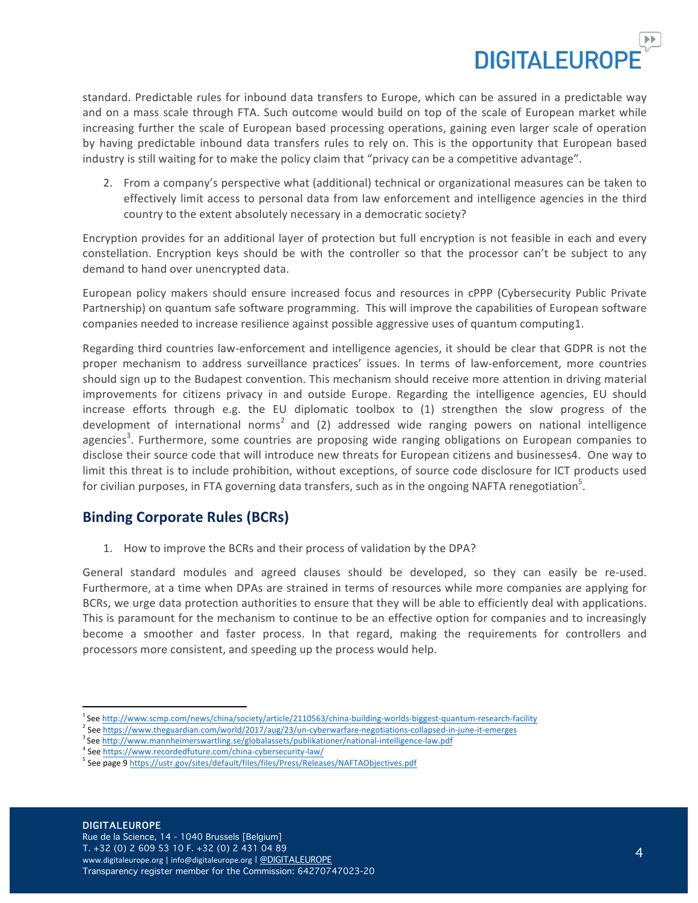standard. Predictable rules for inbound data transfers to Europe, which can be assured in a predictable way and on a mass scale through FTA. Such outcome would build on top of the scale of European market while increasing further the scale of European based processing operations, gaining even larger scale of operation by having predictable inbound data transfers rules to rely on. This is the opportunity that European based industry is still waiting for to make the policy claim that "privacy can be a competitive advantage".

2. From a company's perspective what (additional) technical or organizational measures can be taken to effectively limit access to personal data from law enforcement and intelligence agencies in the third country to the extent absolutely necessary in a democratic society?

Encryption provides for an additional layer of protection but full encryption is not feasible in each and every constellation. Encryption keys should be with the controller so that the processor can't be subject to any demand to hand over unencrypted data.

European policy makers should ensure increased focus and resources in cPPP (Cybersecurity Public Private Partnership) on quantum safe software programming. This will improve the capabilities of European software companies needed to increase resilience against possible aggressive uses of quantum computing1.

Regarding third countries law-enforcement and intelligence agencies, it should be clear that GDPR is not the proper mechanism to address surveillance practices' issues. In terms of law-enforcement, more countries should sign up to the Budapest convention. This mechanism should receive more attention in driving material improvements for citizens privacy in and outside Europe. Regarding the intelligence agencies, EU should increase efforts through e.g. the EU diplomatic toolbox to (1) strengthen the slow progress of the development of international norms[2] and (2) addressed wide ranging powers on national intelligence agencies[3]. Furthermore, some countries are proposing wide ranging obligations on European companies to disclose their source code that will introduce new threats for European citizens and businesses4. One way to limit this threat is to include prohibition, without exceptions, of source code disclosure for ICT products used for civilian purposes, in FTA governing data transfers, such as in the ongoing NAFTA renegotiation[5].

## Binding Corporate Rules (BCRs)

1. How to improve the BCRs and their process of validation by the DPA?

General standard modules and agreed clauses should be developed, so they can easily be re-used. Furthermore, at a time when DPAs are strained in terms of resources while more companies are applying for BCRs, we urge data protection authorities to ensure that they will be able to efficiently deal with applications. This is paramount for the mechanism to continue to be an effective option for companies and to increasingly become a smoother and faster process. In that regard, making the requirements for controllers and processors more consistent, and speeding up the process would help.

---

[1] See http://www.scmp.com/news/china/society/article/2110563/china-building-worlds-biggest-quantum-research-facility

[2] See https://www.theguardian.com/world/2017/aug/23/un-cyberwarfare-negotiations-collapsed-in-june-it-emerges

[3] See http://www.mannheimerswartling.se/globalassets/publikationer/national-intelligence-law.pdf

[4] See https://www.recordedfuture.com/china-cybersecurity-law/

[5] See page 9 https://ustr.gov/sites/default/files/files/Press/Releases/NAFTAObjectives.pdf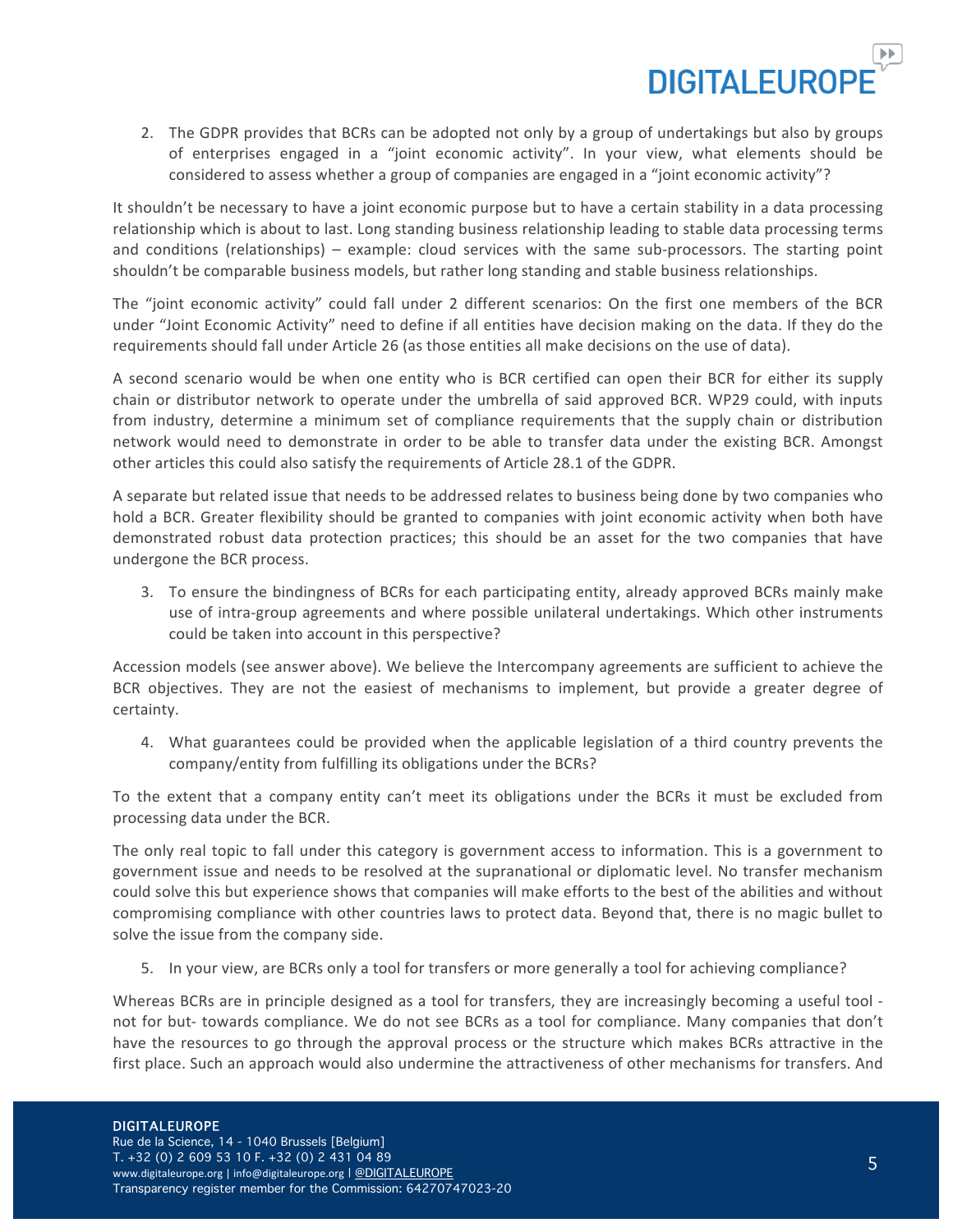2. The GDPR provides that BCRs can be adopted not only by a group of undertakings but also by groups of enterprises engaged in a "joint economic activity". In your view, what elements should be considered to assess whether a group of companies are engaged in a "joint economic activity"?

It shouldn't be necessary to have a joint economic purpose but to have a certain stability in a data processing relationship which is about to last. Long standing business relationship leading to stable data processing terms and conditions (relationships) – example: cloud services with the same sub-processors. The starting point shouldn't be comparable business models, but rather long standing and stable business relationships.

The "joint economic activity" could fall under 2 different scenarios: On the first one members of the BCR under "Joint Economic Activity" need to define if all entities have decision making on the data. If they do the requirements should fall under Article 26 (as those entities all make decisions on the use of data).

A second scenario would be when one entity who is BCR certified can open their BCR for either its supply chain or distributor network to operate under the umbrella of said approved BCR. WP29 could, with inputs from industry, determine a minimum set of compliance requirements that the supply chain or distribution network would need to demonstrate in order to be able to transfer data under the existing BCR. Amongst other articles this could also satisfy the requirements of Article 28.1 of the GDPR.

A separate but related issue that needs to be addressed relates to business being done by two companies who hold a BCR. Greater flexibility should be granted to companies with joint economic activity when both have demonstrated robust data protection practices; this should be an asset for the two companies that have undergone the BCR process.

3. To ensure the bindingness of BCRs for each participating entity, already approved BCRs mainly make use of intra-group agreements and where possible unilateral undertakings. Which other instruments could be taken into account in this perspective?

Accession models (see answer above). We believe the Intercompany agreements are sufficient to achieve the BCR objectives. They are not the easiest of mechanisms to implement, but provide a greater degree of certainty.

4. What guarantees could be provided when the applicable legislation of a third country prevents the company/entity from fulfilling its obligations under the BCRs?

To the extent that a company entity can't meet its obligations under the BCRs it must be excluded from processing data under the BCR.

The only real topic to fall under this category is government access to information. This is a government to government issue and needs to be resolved at the supranational or diplomatic level. No transfer mechanism could solve this but experience shows that companies will make efforts to the best of the abilities and without compromising compliance with other countries laws to protect data. Beyond that, there is no magic bullet to solve the issue from the company side.

5. In your view, are BCRs only a tool for transfers or more generally a tool for achieving compliance?

Whereas BCRs are in principle designed as a tool for transfers, they are increasingly becoming a useful tool - not for but- towards compliance. We do not see BCRs as a tool for compliance. Many companies that don't have the resources to go through the approval process or the structure which makes BCRs attractive in the first place. Such an approach would also undermine the attractiveness of other mechanisms for transfers. And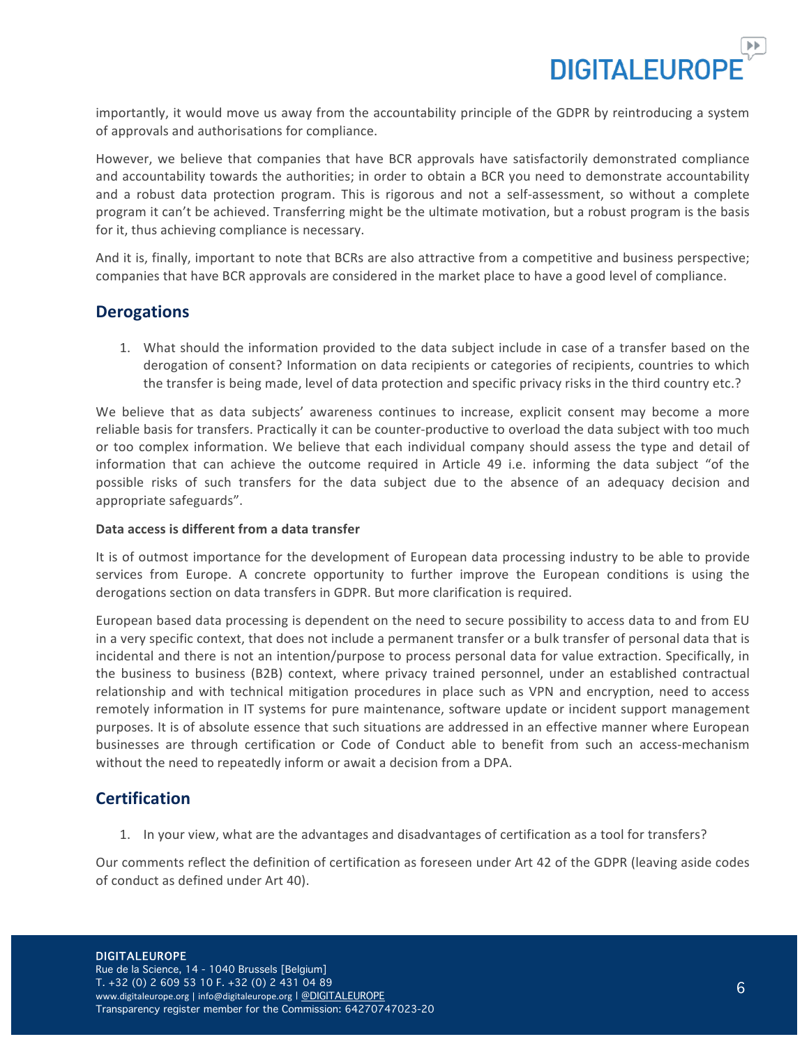importantly, it would move us away from the accountability principle of the GDPR by reintroducing a system of approvals and authorisations for compliance.

However, we believe that companies that have BCR approvals have satisfactorily demonstrated compliance and accountability towards the authorities; in order to obtain a BCR you need to demonstrate accountability and a robust data protection program. This is rigorous and not a self-assessment, so without a complete program it can't be achieved. Transferring might be the ultimate motivation, but a robust program is the basis for it, thus achieving compliance is necessary.

And it is, finally, important to note that BCRs are also attractive from a competitive and business perspective; companies that have BCR approvals are considered in the market place to have a good level of compliance.

## Derogations

1. What should the information provided to the data subject include in case of a transfer based on the derogation of consent? Information on data recipients or categories of recipients, countries to which the transfer is being made, level of data protection and specific privacy risks in the third country etc.?

We believe that as data subjects' awareness continues to increase, explicit consent may become a more reliable basis for transfers. Practically it can be counter-productive to overload the data subject with too much or too complex information. We believe that each individual company should assess the type and detail of information that can achieve the outcome required in Article 49 i.e. informing the data subject "of the possible risks of such transfers for the data subject due to the absence of an adequacy decision and appropriate safeguards".

**Data access is different from a data transfer**

It is of outmost importance for the development of European data processing industry to be able to provide services from Europe. A concrete opportunity to further improve the European conditions is using the derogations section on data transfers in GDPR. But more clarification is required.

European based data processing is dependent on the need to secure possibility to access data to and from EU in a very specific context, that does not include a permanent transfer or a bulk transfer of personal data that is incidental and there is not an intention/purpose to process personal data for value extraction. Specifically, in the business to business (B2B) context, where privacy trained personnel, under an established contractual relationship and with technical mitigation procedures in place such as VPN and encryption, need to access remotely information in IT systems for pure maintenance, software update or incident support management purposes. It is of absolute essence that such situations are addressed in an effective manner where European businesses are through certification or Code of Conduct able to benefit from such an access-mechanism without the need to repeatedly inform or await a decision from a DPA.

## Certification

1. In your view, what are the advantages and disadvantages of certification as a tool for transfers?

Our comments reflect the definition of certification as foreseen under Art 42 of the GDPR (leaving aside codes of conduct as defined under Art 40).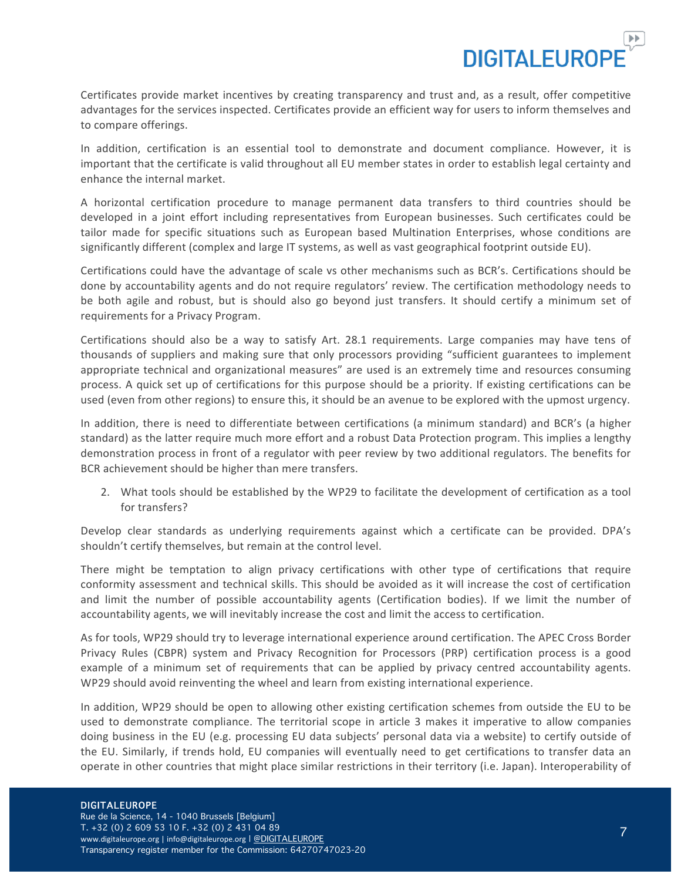Certificates provide market incentives by creating transparency and trust and, as a result, offer competitive advantages for the services inspected. Certificates provide an efficient way for users to inform themselves and to compare offerings.

In addition, certification is an essential tool to demonstrate and document compliance. However, it is important that the certificate is valid throughout all EU member states in order to establish legal certainty and enhance the internal market.

A horizontal certification procedure to manage permanent data transfers to third countries should be developed in a joint effort including representatives from European businesses. Such certificates could be tailor made for specific situations such as European based Multination Enterprises, whose conditions are significantly different (complex and large IT systems, as well as vast geographical footprint outside EU).

Certifications could have the advantage of scale vs other mechanisms such as BCR's. Certifications should be done by accountability agents and do not require regulators' review. The certification methodology needs to be both agile and robust, but is should also go beyond just transfers. It should certify a minimum set of requirements for a Privacy Program.

Certifications should also be a way to satisfy Art. 28.1 requirements. Large companies may have tens of thousands of suppliers and making sure that only processors providing "sufficient guarantees to implement appropriate technical and organizational measures" are used is an extremely time and resources consuming process. A quick set up of certifications for this purpose should be a priority. If existing certifications can be used (even from other regions) to ensure this, it should be an avenue to be explored with the upmost urgency.

In addition, there is need to differentiate between certifications (a minimum standard) and BCR's (a higher standard) as the latter require much more effort and a robust Data Protection program. This implies a lengthy demonstration process in front of a regulator with peer review by two additional regulators. The benefits for BCR achievement should be higher than mere transfers.

2. What tools should be established by the WP29 to facilitate the development of certification as a tool for transfers?

Develop clear standards as underlying requirements against which a certificate can be provided. DPA's shouldn't certify themselves, but remain at the control level.

There might be temptation to align privacy certifications with other type of certifications that require conformity assessment and technical skills. This should be avoided as it will increase the cost of certification and limit the number of possible accountability agents (Certification bodies). If we limit the number of accountability agents, we will inevitably increase the cost and limit the access to certification.

As for tools, WP29 should try to leverage international experience around certification. The APEC Cross Border Privacy Rules (CBPR) system and Privacy Recognition for Processors (PRP) certification process is a good example of a minimum set of requirements that can be applied by privacy centred accountability agents. WP29 should avoid reinventing the wheel and learn from existing international experience.

In addition, WP29 should be open to allowing other existing certification schemes from outside the EU to be used to demonstrate compliance. The territorial scope in article 3 makes it imperative to allow companies doing business in the EU (e.g. processing EU data subjects' personal data via a website) to certify outside of the EU. Similarly, if trends hold, EU companies will eventually need to get certifications to transfer data an operate in other countries that might place similar restrictions in their territory (i.e. Japan). Interoperability of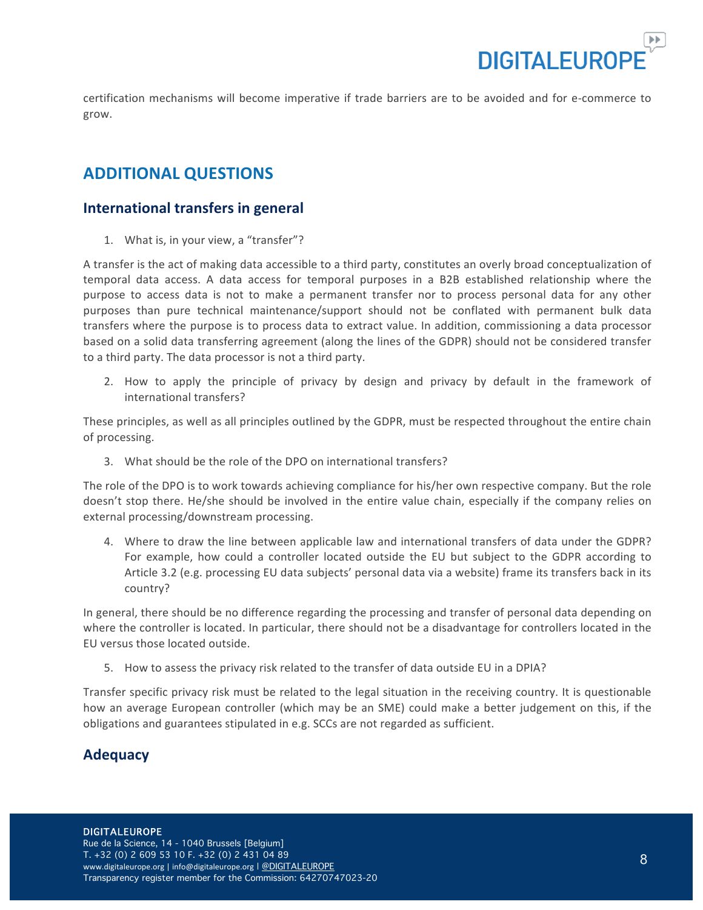certification mechanisms will become imperative if trade barriers are to be avoided and for e-commerce to grow.

## ADDITIONAL QUESTIONS

### International transfers in general

1. What is, in your view, a "transfer"?

A transfer is the act of making data accessible to a third party, constitutes an overly broad conceptualization of temporal data access. A data access for temporal purposes in a B2B established relationship where the purpose to access data is not to make a permanent transfer nor to process personal data for any other purposes than pure technical maintenance/support should not be conflated with permanent bulk data transfers where the purpose is to process data to extract value. In addition, commissioning a data processor based on a solid data transferring agreement (along the lines of the GDPR) should not be considered transfer to a third party. The data processor is not a third party.

2. How to apply the principle of privacy by design and privacy by default in the framework of international transfers?

These principles, as well as all principles outlined by the GDPR, must be respected throughout the entire chain of processing.

3. What should be the role of the DPO on international transfers?

The role of the DPO is to work towards achieving compliance for his/her own respective company. But the role doesn't stop there. He/she should be involved in the entire value chain, especially if the company relies on external processing/downstream processing.

4. Where to draw the line between applicable law and international transfers of data under the GDPR? For example, how could a controller located outside the EU but subject to the GDPR according to Article 3.2 (e.g. processing EU data subjects' personal data via a website) frame its transfers back in its country?

In general, there should be no difference regarding the processing and transfer of personal data depending on where the controller is located. In particular, there should not be a disadvantage for controllers located in the EU versus those located outside.

5. How to assess the privacy risk related to the transfer of data outside EU in a DPIA?

Transfer specific privacy risk must be related to the legal situation in the receiving country. It is questionable how an average European controller (which may be an SME) could make a better judgement on this, if the obligations and guarantees stipulated in e.g. SCCs are not regarded as sufficient.

### Adequacy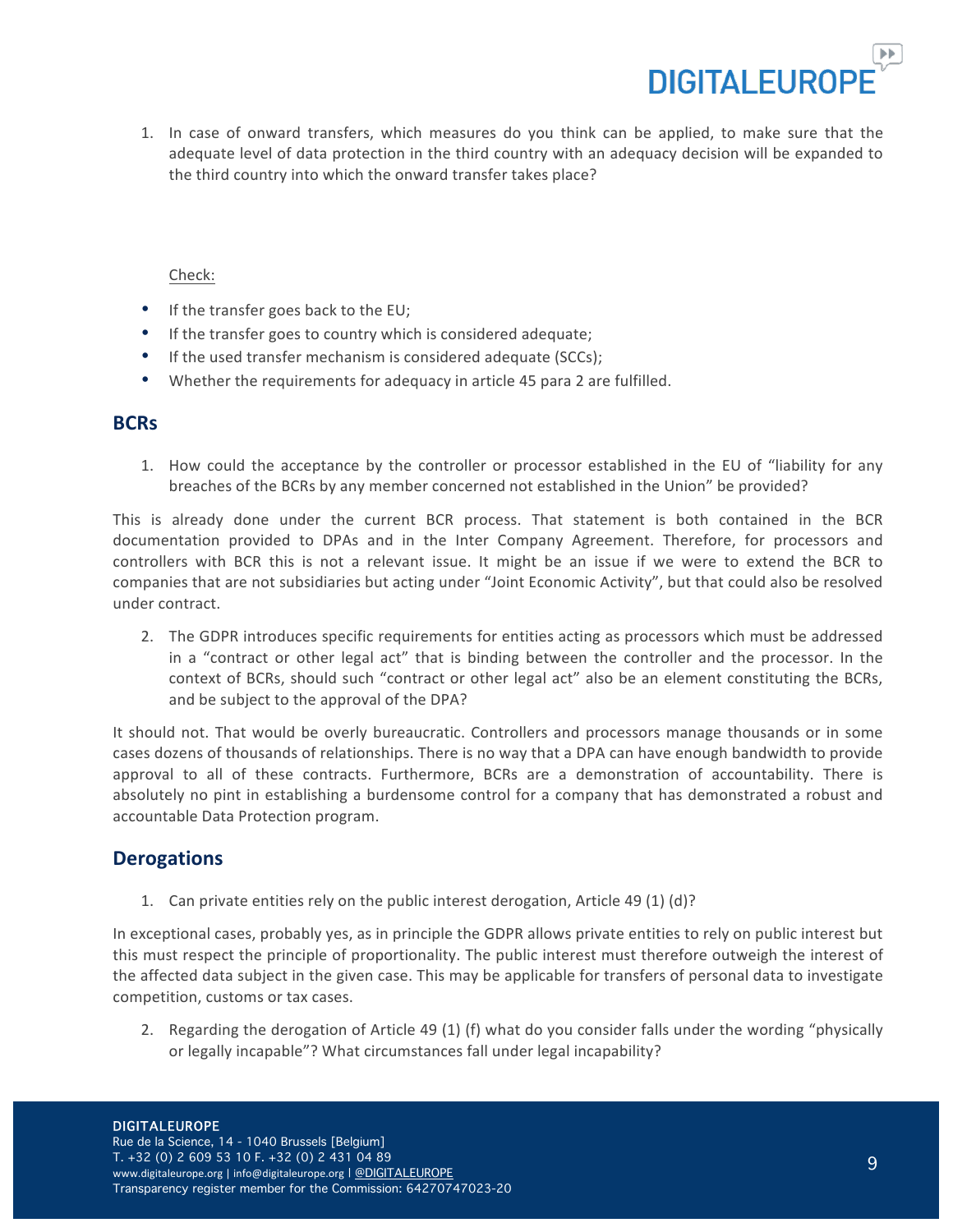1. In case of onward transfers, which measures do you think can be applied, to make sure that the adequate level of data protection in the third country with an adequacy decision will be expanded to the third country into which the onward transfer takes place?

Check:

- If the transfer goes back to the EU;
- If the transfer goes to country which is considered adequate;
- If the used transfer mechanism is considered adequate (SCCs);
- Whether the requirements for adequacy in article 45 para 2 are fulfilled.

## BCRs

1. How could the acceptance by the controller or processor established in the EU of "liability for any breaches of the BCRs by any member concerned not established in the Union" be provided?

This is already done under the current BCR process. That statement is both contained in the BCR documentation provided to DPAs and in the Inter Company Agreement. Therefore, for processors and controllers with BCR this is not a relevant issue. It might be an issue if we were to extend the BCR to companies that are not subsidiaries but acting under "Joint Economic Activity", but that could also be resolved under contract.

2. The GDPR introduces specific requirements for entities acting as processors which must be addressed in a "contract or other legal act" that is binding between the controller and the processor. In the context of BCRs, should such "contract or other legal act" also be an element constituting the BCRs, and be subject to the approval of the DPA?

It should not. That would be overly bureaucratic. Controllers and processors manage thousands or in some cases dozens of thousands of relationships. There is no way that a DPA can have enough bandwidth to provide approval to all of these contracts. Furthermore, BCRs are a demonstration of accountability. There is absolutely no pint in establishing a burdensome control for a company that has demonstrated a robust and accountable Data Protection program.

## Derogations

1. Can private entities rely on the public interest derogation, Article 49 (1) (d)?

In exceptional cases, probably yes, as in principle the GDPR allows private entities to rely on public interest but this must respect the principle of proportionality. The public interest must therefore outweigh the interest of the affected data subject in the given case. This may be applicable for transfers of personal data to investigate competition, customs or tax cases.

2. Regarding the derogation of Article 49 (1) (f) what do you consider falls under the wording "physically or legally incapable"? What circumstances fall under legal incapability?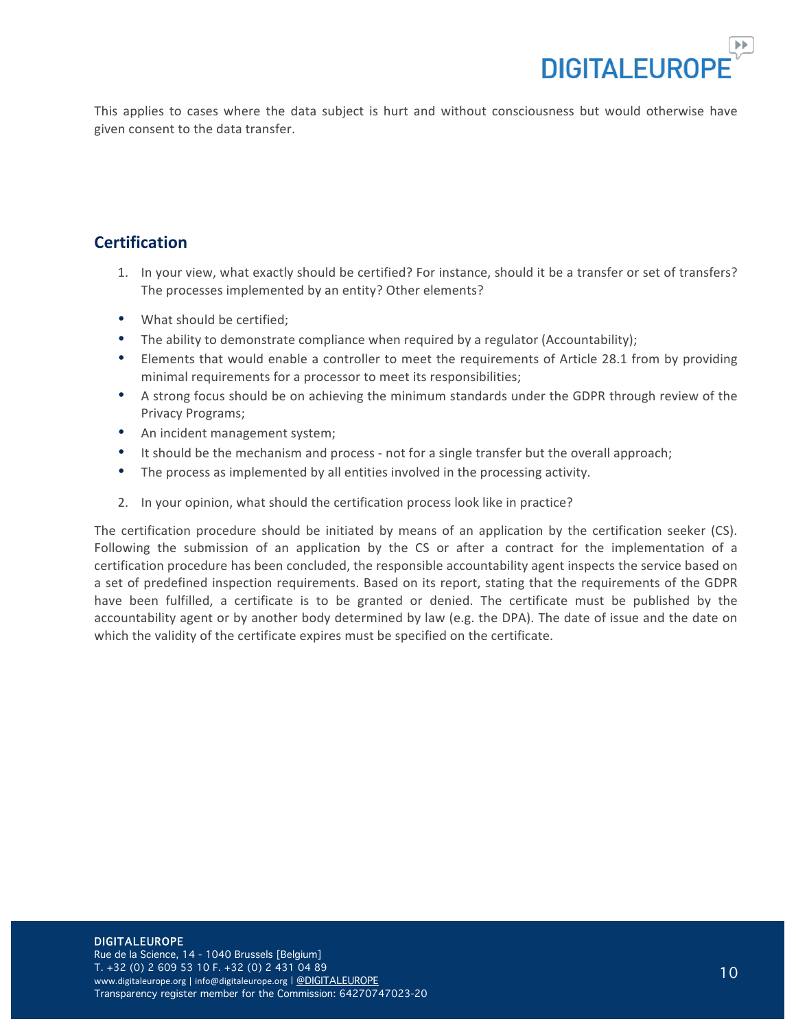This applies to cases where the data subject is hurt and without consciousness but would otherwise have given consent to the data transfer.

## Certification

1. In your view, what exactly should be certified? For instance, should it be a transfer or set of transfers? The processes implemented by an entity? Other elements?

- What should be certified;
- The ability to demonstrate compliance when required by a regulator (Accountability);
- Elements that would enable a controller to meet the requirements of Article 28.1 from by providing minimal requirements for a processor to meet its responsibilities;
- A strong focus should be on achieving the minimum standards under the GDPR through review of the Privacy Programs;
- An incident management system;
- It should be the mechanism and process - not for a single transfer but the overall approach;
- The process as implemented by all entities involved in the processing activity.

2. In your opinion, what should the certification process look like in practice?

The certification procedure should be initiated by means of an application by the certification seeker (CS). Following the submission of an application by the CS or after a contract for the implementation of a certification procedure has been concluded, the responsible accountability agent inspects the service based on a set of predefined inspection requirements. Based on its report, stating that the requirements of the GDPR have been fulfilled, a certificate is to be granted or denied. The certificate must be published by the accountability agent or by another body determined by law (e.g. the DPA). The date of issue and the date on which the validity of the certificate expires must be specified on the certificate.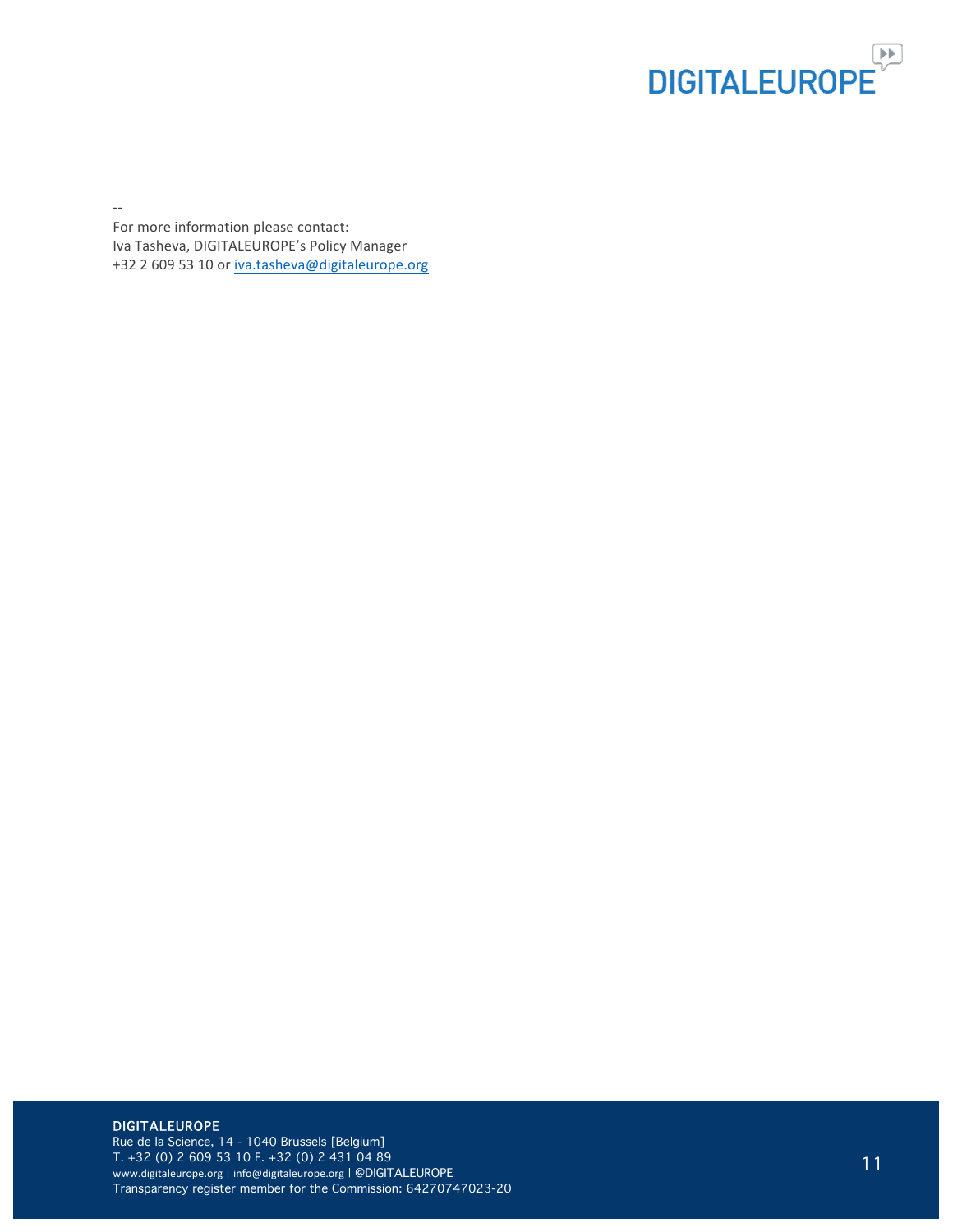--

For more information please contact:
Iva Tasheva, DIGITALEUROPE's Policy Manager
+32 2 609 53 10 or iva.tasheva@digitaleurope.org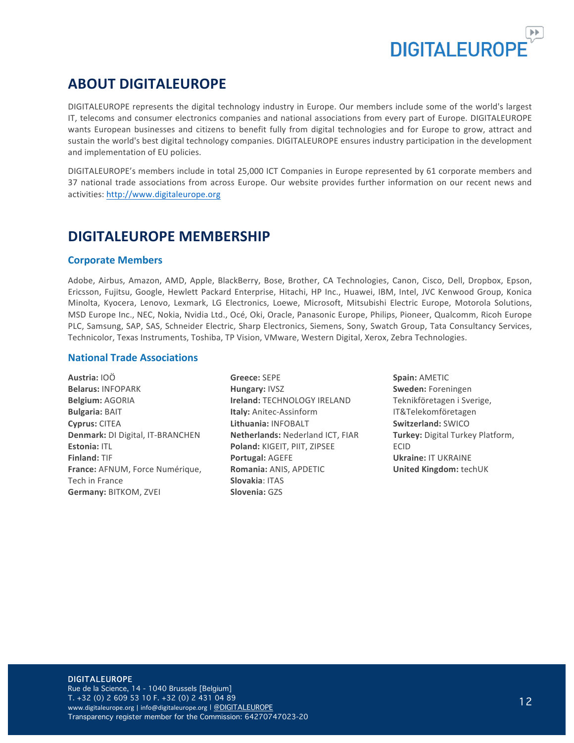## ABOUT DIGITALEUROPE

DIGITALEUROPE represents the digital technology industry in Europe. Our members include some of the world's largest IT, telecoms and consumer electronics companies and national associations from every part of Europe. DIGITALEUROPE wants European businesses and citizens to benefit fully from digital technologies and for Europe to grow, attract and sustain the world's best digital technology companies. DIGITALEUROPE ensures industry participation in the development and implementation of EU policies.

DIGITALEUROPE's members include in total 25,000 ICT Companies in Europe represented by 61 corporate members and 37 national trade associations from across Europe. Our website provides further information on our recent news and activities: http://www.digitaleurope.org

## DIGITALEUROPE MEMBERSHIP

### Corporate Members

Adobe, Airbus, Amazon, AMD, Apple, BlackBerry, Bose, Brother, CA Technologies, Canon, Cisco, Dell, Dropbox, Epson, Ericsson, Fujitsu, Google, Hewlett Packard Enterprise, Hitachi, HP Inc., Huawei, IBM, Intel, JVC Kenwood Group, Konica Minolta, Kyocera, Lenovo, Lexmark, LG Electronics, Loewe, Microsoft, Mitsubishi Electric Europe, Motorola Solutions, MSD Europe Inc., NEC, Nokia, Nvidia Ltd., Océ, Oki, Oracle, Panasonic Europe, Philips, Pioneer, Qualcomm, Ricoh Europe PLC, Samsung, SAP, SAS, Schneider Electric, Sharp Electronics, Siemens, Sony, Swatch Group, Tata Consultancy Services, Technicolor, Texas Instruments, Toshiba, TP Vision, VMware, Western Digital, Xerox, Zebra Technologies.

### National Trade Associations

**Austria:** IOÖ
**Belarus:** INFOPARK
**Belgium:** AGORIA
**Bulgaria:** BAIT
**Cyprus:** CITEA
**Denmark:** DI Digital, IT-BRANCHEN
**Estonia:** ITL
**Finland:** TIF
**France:** AFNUM, Force Numérique, Tech in France
**Germany:** BITKOM, ZVEI
**Greece:** SEPE
**Hungary:** IVSZ
**Ireland:** TECHNOLOGY IRELAND
**Italy:** Anitec-Assinform
**Lithuania:** INFOBALT
**Netherlands:** Nederland ICT, FIAR
**Poland:** KIGEIT, PIIT, ZIPSEE
**Portugal:** AGEFE
**Romania:** ANIS, APDETIC
**Slovakia**: ITAS
**Slovenia:** GZS
**Spain:** AMETIC
**Sweden:** Foreningen Teknikföretagen i Sverige, IT&Telekomföretagen
**Switzerland:** SWICO
**Turkey:** Digital Turkey Platform, ECID
**Ukraine:** IT UKRAINE
**United Kingdom:** techUK

**DIGITALEUROPE**
Rue de la Science, 14 - 1040 Brussels [Belgium]
T. +32 (0) 2 609 53 10 F. +32 (0) 2 431 04 89
www.digitaleurope.org | info@digitaleurope.org | @DIGITALEUROPE
Transparency register member for the Commission: 64270747023-20